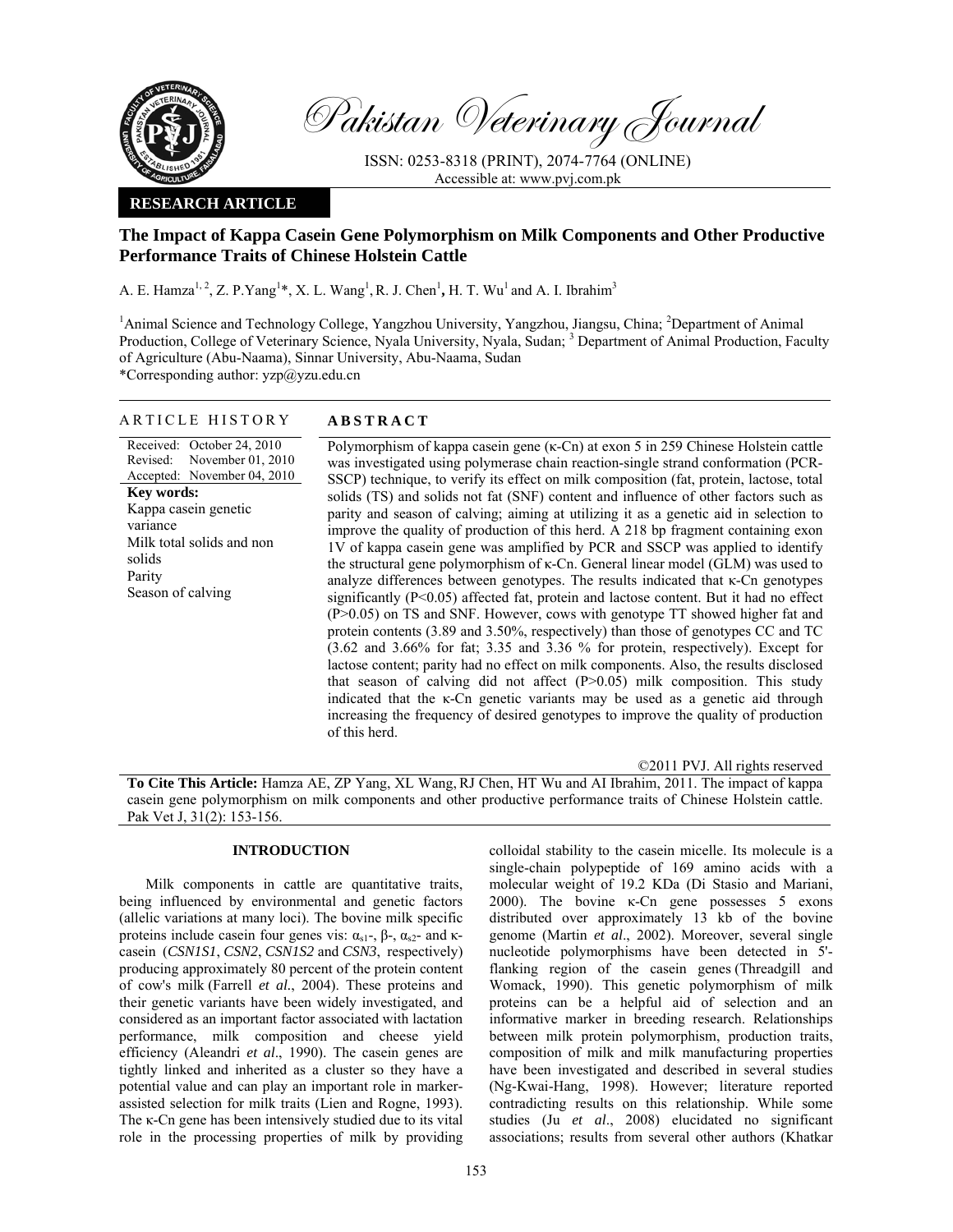Pakistan Veterinary Journal

ISSN: 0253-8318 (PRINT), 2074-7764 (ONLINE)
Accessible at: www.pvj.com.pk

**RESEARCH ARTICLE**

# The Impact of Kappa Casein Gene Polymorphism on Milk Components and Other Productive Performance Traits of Chinese Holstein Cattle

A. E. Hamza[1, 2], Z. P.Yang[1]*, X. L. Wang[1], R. J. Chen[1], H. T. Wu[1] and A. I. Ibrahim[3]

[1]Animal Science and Technology College, Yangzhou University, Yangzhou, Jiangsu, China; [2]Department of Animal Production, College of Veterinary Science, Nyala University, Nyala, Sudan; [3] Department of Animal Production, Faculty of Agriculture (Abu-Naama), Sinnar University, Abu-Naama, Sudan
*Corresponding author: yzp@yzu.edu.cn

## ARTICLE HISTORY

Received: October 24, 2010
Revised: November 01, 2010
Accepted: November 04, 2010

**Key words:**
Kappa casein genetic variance
Milk total solids and non solids
Parity
Season of calving

## ABSTRACT

Polymorphism of kappa casein gene (κ-Cn) at exon 5 in 259 Chinese Holstein cattle was investigated using polymerase chain reaction-single strand conformation (PCR-SSCP) technique, to verify its effect on milk composition (fat, protein, lactose, total solids (TS) and solids not fat (SNF) content and influence of other factors such as parity and season of calving; aiming at utilizing it as a genetic aid in selection to improve the quality of production of this herd. A 218 bp fragment containing exon 1V of kappa casein gene was amplified by PCR and SSCP was applied to identify the structural gene polymorphism of κ-Cn. General linear model (GLM) was used to analyze differences between genotypes. The results indicated that κ-Cn genotypes significantly ($P<0.05$) affected fat, protein and lactose content. But it had no effect ($P>0.05$) on TS and SNF. However, cows with genotype TT showed higher fat and protein contents (3.89 and 3.50%, respectively) than those of genotypes CC and TC (3.62 and 3.66% for fat; 3.35 and 3.36 % for protein, respectively). Except for lactose content; parity had no effect on milk components. Also, the results disclosed that season of calving did not affect ($P>0.05$) milk composition. This study indicated that the κ-Cn genetic variants may be used as a genetic aid through increasing the frequency of desired genotypes to improve the quality of production of this herd.

©2011 PVJ. All rights reserved

**To Cite This Article:** Hamza AE, ZP Yang, XL Wang, RJ Chen, HT Wu and AI Ibrahim, 2011. The impact of kappa casein gene polymorphism on milk components and other productive performance traits of Chinese Holstein cattle. Pak Vet J, 31(2): 153-156.

## INTRODUCTION

Milk components in cattle are quantitative traits, being influenced by environmental and genetic factors (allelic variations at many loci). The bovine milk specific proteins include casein four genes vis: $\alpha_{s1}$-, β-, $\alpha_{s2}$- and κ-casein (*CSN1S1*, *CSN2*, *CSN1S2* and *CSN3*, respectively) producing approximately 80 percent of the protein content of cow's milk (Farrell *et al*., 2004). These proteins and their genetic variants have been widely investigated, and considered as an important factor associated with lactation performance, milk composition and cheese yield efficiency (Aleandri *et al*., 1990). The casein genes are tightly linked and inherited as a cluster so they have a potential value and can play an important role in marker-assisted selection for milk traits (Lien and Rogne, 1993). The κ-Cn gene has been intensively studied due to its vital role in the processing properties of milk by providing colloidal stability to the casein micelle. Its molecule is a single-chain polypeptide of 169 amino acids with a molecular weight of 19.2 KDa (Di Stasio and Mariani, 2000). The bovine κ-Cn gene possesses 5 exons distributed over approximately 13 kb of the bovine genome (Martin *et al*., 2002). Moreover, several single nucleotide polymorphisms have been detected in 5'-flanking region of the casein genes (Threadgill and Womack, 1990). This genetic polymorphism of milk proteins can be a helpful aid of selection and an informative marker in breeding research. Relationships between milk protein polymorphism, production traits, composition of milk and milk manufacturing properties have been investigated and described in several studies (Ng-Kwai-Hang, 1998). However; literature reported contradicting results on this relationship. While some studies (Ju *et al*., 2008) elucidated no significant associations; results from several other authors (Khatkar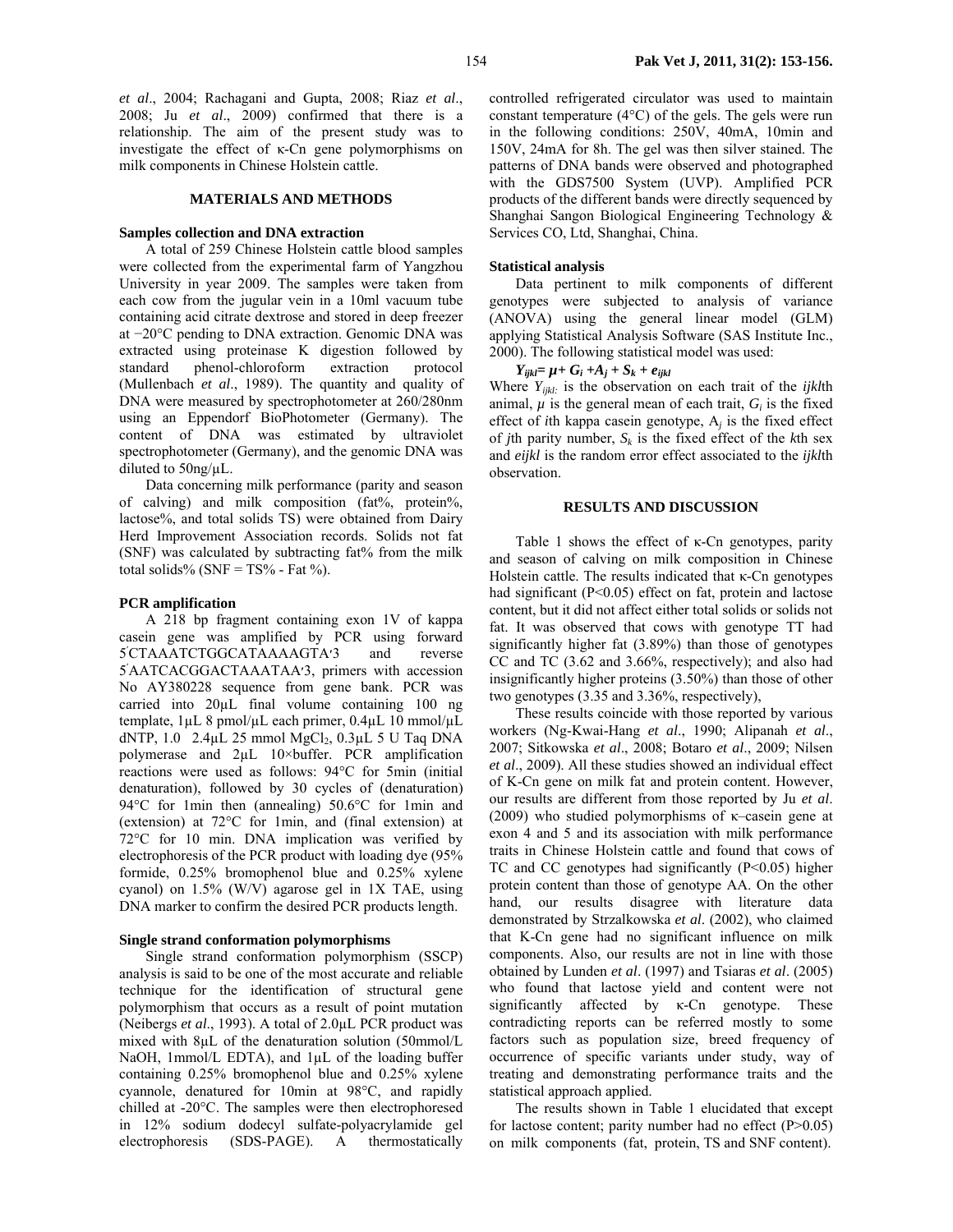*et al*., 2004; Rachagani and Gupta, 2008; Riaz *et al*., 2008; Ju *et al*., 2009) confirmed that there is a relationship. The aim of the present study was to investigate the effect of κ-Cn gene polymorphisms on milk components in Chinese Holstein cattle.

## MATERIALS AND METHODS

### Samples collection and DNA extraction

A total of 259 Chinese Holstein cattle blood samples were collected from the experimental farm of Yangzhou University in year 2009. The samples were taken from each cow from the jugular vein in a 10ml vacuum tube containing acid citrate dextrose and stored in deep freezer at −20°C pending to DNA extraction. Genomic DNA was extracted using proteinase K digestion followed by standard phenol-chloroform extraction protocol (Mullenbach *et al*., 1989). The quantity and quality of DNA were measured by spectrophotometer at 260/280nm using an Eppendorf BioPhotometer (Germany). The content of DNA was estimated by ultraviolet spectrophotometer (Germany), and the genomic DNA was diluted to 50ng/μL.

Data concerning milk performance (parity and season of calving) and milk composition (fat%, protein%, lactose%, and total solids TS) were obtained from Dairy Herd Improvement Association records. Solids not fat (SNF) was calculated by subtracting fat% from the milk total solids% (SNF = TS% - Fat %).

### PCR amplification

A 218 bp fragment containing exon 1V of kappa casein gene was amplified by PCR using forward 5′CTAAATCTGGCATAAAAGTA′3 and reverse 5′AATCACGGACTAAATAA′3, primers with accession No AY380228 sequence from gene bank. PCR was carried into 20μL final volume containing 100 ng template, 1μL 8 pmol/μL each primer, 0.4μL 10 mmol/μL dNTP, 1.0 2.4μL 25 mmol $MgCl_2$, 0.3μL 5 U Taq DNA polymerase and 2μL 10×buffer. PCR amplification reactions were used as follows: 94°C for 5min (initial denaturation), followed by 30 cycles of (denaturation) 94°C for 1min then (annealing) 50.6°C for 1min and (extension) at 72°C for 1min, and (final extension) at 72°C for 10 min. DNA implication was verified by electrophoresis of the PCR product with loading dye (95% formide, 0.25% bromophenol blue and 0.25% xylene cyanol) on 1.5% (W/V) agarose gel in 1X TAE, using DNA marker to confirm the desired PCR products length.

### Single strand conformation polymorphisms

Single strand conformation polymorphism (SSCP) analysis is said to be one of the most accurate and reliable technique for the identification of structural gene polymorphism that occurs as a result of point mutation (Neibergs *et al*., 1993). A total of 2.0μL PCR product was mixed with 8μL of the denaturation solution (50mmol/L NaOH, 1mmol/L EDTA), and 1μL of the loading buffer containing 0.25% bromophenol blue and 0.25% xylene cyannole, denatured for 10min at 98°C, and rapidly chilled at -20°C. The samples were then electrophoresed in 12% sodium dodecyl sulfate-polyacrylamide gel electrophoresis (SDS-PAGE). A thermostatically controlled refrigerated circulator was used to maintain constant temperature (4°C) of the gels. The gels were run in the following conditions: 250V, 40mA, 10min and 150V, 24mA for 8h. The gel was then silver stained. The patterns of DNA bands were observed and photographed with the GDS7500 System (UVP). Amplified PCR products of the different bands were directly sequenced by Shanghai Sangon Biological Engineering Technology & Services CO, Ltd, Shanghai, China.

### Statistical analysis

Data pertinent to milk components of different genotypes were subjected to analysis of variance (ANOVA) using the general linear model (GLM) applying Statistical Analysis Software (SAS Institute Inc., 2000). The following statistical model was used:

$$Y_{ijkl} = \mu + G_i + A_j + S_k + e_{ijkl}$$

Where $Y_{ijkl}$: is the observation on each trait of the *ijkl*th animal, $\mu$ is the general mean of each trait, $G_i$ is the fixed effect of *i*th kappa casein genotype, $A_j$ is the fixed effect of *j*th parity number, $S_k$ is the fixed effect of the *k*th sex and *eijkl* is the random error effect associated to the *ijkl*th observation.

## RESULTS AND DISCUSSION

Table 1 shows the effect of κ-Cn genotypes, parity and season of calving on milk composition in Chinese Holstein cattle. The results indicated that κ-Cn genotypes had significant ($P<0.05$) effect on fat, protein and lactose content, but it did not affect either total solids or solids not fat. It was observed that cows with genotype TT had significantly higher fat (3.89%) than those of genotypes CC and TC (3.62 and 3.66%, respectively); and also had insignificantly higher proteins (3.50%) than those of other two genotypes (3.35 and 3.36%, respectively),

These results coincide with those reported by various workers (Ng-Kwai-Hang *et al*., 1990; Alipanah *et al*., 2007; Sitkowska *et al*., 2008; Botaro *et al*., 2009; Nilsen *et al*., 2009). All these studies showed an individual effect of K-Cn gene on milk fat and protein content. However, our results are different from those reported by Ju *et al*. (2009) who studied polymorphisms of κ–casein gene at exon 4 and 5 and its association with milk performance traits in Chinese Holstein cattle and found that cows of TC and CC genotypes had significantly ($P<0.05$) higher protein content than those of genotype AA. On the other hand, our results disagree with literature data demonstrated by Strzalkowska *et al*. (2002), who claimed that K-Cn gene had no significant influence on milk components. Also, our results are not in line with those obtained by Lunden *et al*. (1997) and Tsiaras *et al*. (2005) who found that lactose yield and content were not significantly affected by κ-Cn genotype. These contradicting reports can be referred mostly to some factors such as population size, breed frequency of occurrence of specific variants under study, way of treating and demonstrating performance traits and the statistical approach applied.

The results shown in Table 1 elucidated that except for lactose content; parity number had no effect ($P>0.05$) on milk components (fat, protein, TS and SNF content).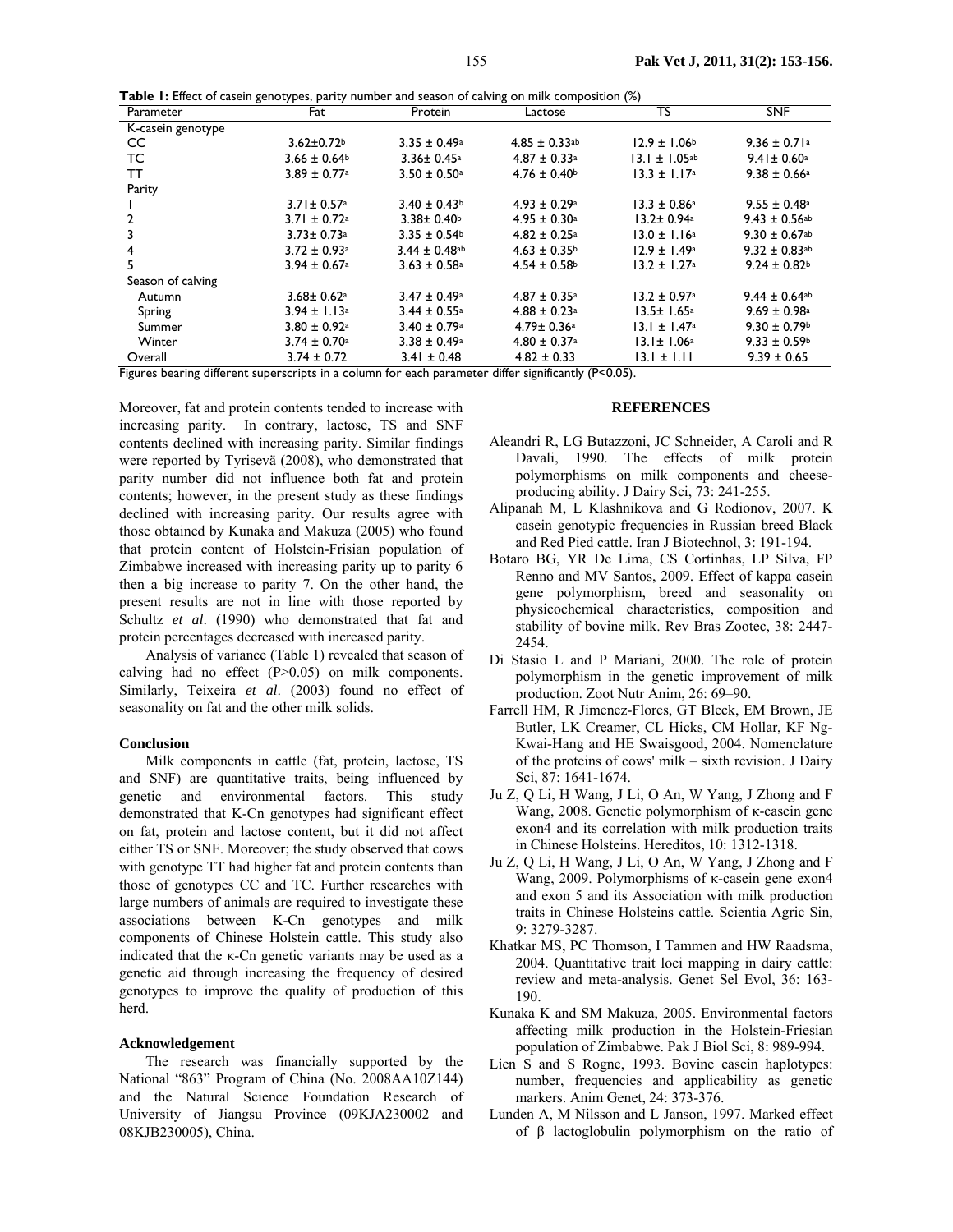**Table 1:** Effect of casein genotypes, parity number and season of calving on milk composition (%)

| Parameter | Fat | Protein | Lactose | TS | SNF |
|---|---|---|---|---|---|
| K-casein genotype | | | | | |
| CC | 3.62±0.72[b] | 3.35 ± 0.49[a] | 4.85 ± 0.33[ab] | 12.9 ± 1.06[b] | 9.36 ± 0.71[a] |
| TC | 3.66 ± 0.64[b] | 3.36± 0.45[a] | 4.87 ± 0.33[a] | 13.1 ± 1.05[ab] | 9.41± 0.60[a] |
| TT | 3.89 ± 0.77[a] | 3.50 ± 0.50[a] | 4.76 ± 0.40[b] | 13.3 ± 1.17[a] | 9.38 ± 0.66[a] |
| Parity | | | | | |
| 1 | 3.71± 0.57[a] | 3.40 ± 0.43[b] | 4.93 ± 0.29[a] | 13.3 ± 0.86[a] | 9.55 ± 0.48[a] |
| 2 | 3.71 ± 0.72[a] | 3.38± 0.40[b] | 4.95 ± 0.30[a] | 13.2± 0.94[a] | 9.43 ± 0.56[ab] |
| 3 | 3.73± 0.73[a] | 3.35 ± 0.54[b] | 4.82 ± 0.25[a] | 13.0 ± 1.16[a] | 9.30 ± 0.67[ab] |
| 4 | 3.72 ± 0.93[a] | 3.44 ± 0.48[ab] | 4.63 ± 0.35[b] | 12.9 ± 1.49[a] | 9.32 ± 0.83[ab] |
| 5 | 3.94 ± 0.67[a] | 3.63 ± 0.58[a] | 4.54 ± 0.58[b] | 13.2 ± 1.27[a] | 9.24 ± 0.82[b] |
| Season of calving | | | | | |
| Autumn | 3.68± 0.62[a] | 3.47 ± 0.49[a] | 4.87 ± 0.35[a] | 13.2 ± 0.97[a] | 9.44 ± 0.64[ab] |
| Spring | 3.94 ± 1.13[a] | 3.44 ± 0.55[a] | 4.88 ± 0.23[a] | 13.5± 1.65[a] | 9.69 ± 0.98[a] |
| Summer | 3.80 ± 0.92[a] | 3.40 ± 0.79[a] | 4.79± 0.36[a] | 13.1 ± 1.47[a] | 9.30 ± 0.79[b] |
| Winter | 3.74 ± 0.70[a] | 3.38 ± 0.49[a] | 4.80 ± 0.37[a] | 13.1± 1.06[a] | 9.33 ± 0.59[b] |
| Overall | 3.74 ± 0.72 | 3.41 ± 0.48 | 4.82 ± 0.33 | 13.1 ± 1.11 | 9.39 ± 0.65 |

Figures bearing different superscripts in a column for each parameter differ significantly ($P<0.05$).

Moreover, fat and protein contents tended to increase with increasing parity. In contrary, lactose, TS and SNF contents declined with increasing parity. Similar findings were reported by Tyrisevä (2008), who demonstrated that parity number did not influence both fat and protein contents; however, in the present study as these findings declined with increasing parity. Our results agree with those obtained by Kunaka and Makuza (2005) who found that protein content of Holstein-Frisian population of Zimbabwe increased with increasing parity up to parity 6 then a big increase to parity 7. On the other hand, the present results are not in line with those reported by Schultz *et al*. (1990) who demonstrated that fat and protein percentages decreased with increased parity.

Analysis of variance (Table 1) revealed that season of calving had no effect ($P>0.05$) on milk components. Similarly, Teixeira *et al*. (2003) found no effect of seasonality on fat and the other milk solids.

## Conclusion

Milk components in cattle (fat, protein, lactose, TS and SNF) are quantitative traits, being influenced by genetic and environmental factors. This study demonstrated that K-Cn genotypes had significant effect on fat, protein and lactose content, but it did not affect either TS or SNF. Moreover; the study observed that cows with genotype TT had higher fat and protein contents than those of genotypes CC and TC. Further researches with large numbers of animals are required to investigate these associations between K-Cn genotypes and milk components of Chinese Holstein cattle. This study also indicated that the κ-Cn genetic variants may be used as a genetic aid through increasing the frequency of desired genotypes to improve the quality of production of this herd.

## Acknowledgement

The research was financially supported by the National "863" Program of China (No. 2008AA10Z144) and the Natural Science Foundation Research of University of Jiangsu Province (09KJA230002 and 08KJB230005), China.

## REFERENCES

Aleandri R, LG Butazzoni, JC Schneider, A Caroli and R Davali, 1990. The effects of milk protein polymorphisms on milk components and cheese-producing ability. J Dairy Sci, 73: 241-255.

Alipanah M, L Klashnikova and G Rodionov, 2007. K casein genotypic frequencies in Russian breed Black and Red Pied cattle. Iran J Biotechnol, 3: 191-194.

Botaro BG, YR De Lima, CS Cortinhas, LP Silva, FP Renno and MV Santos, 2009. Effect of kappa casein gene polymorphism, breed and seasonality on physicochemical characteristics, composition and stability of bovine milk. Rev Bras Zootec, 38: 2447-2454.

Di Stasio L and P Mariani, 2000. The role of protein polymorphism in the genetic improvement of milk production. Zoot Nutr Anim, 26: 69–90.

Farrell HM, R Jimenez-Flores, GT Bleck, EM Brown, JE Butler, LK Creamer, CL Hicks, CM Hollar, KF Ng-Kwai-Hang and HE Swaisgood, 2004. Nomenclature of the proteins of cows' milk – sixth revision. J Dairy Sci, 87: 1641-1674.

Ju Z, Q Li, H Wang, J Li, O An, W Yang, J Zhong and F Wang, 2008. Genetic polymorphism of κ-casein gene exon4 and its correlation with milk production traits in Chinese Holsteins. Hereditos, 10: 1312-1318.

Ju Z, Q Li, H Wang, J Li, O An, W Yang, J Zhong and F Wang, 2009. Polymorphisms of κ-casein gene exon4 and exon 5 and its Association with milk production traits in Chinese Holsteins cattle. Scientia Agric Sin, 9: 3279-3287.

Khatkar MS, PC Thomson, I Tammen and HW Raadsma, 2004. Quantitative trait loci mapping in dairy cattle: review and meta-analysis. Genet Sel Evol, 36: 163-190.

Kunaka K and SM Makuza, 2005. Environmental factors affecting milk production in the Holstein-Friesian population of Zimbabwe. Pak J Biol Sci, 8: 989-994.

Lien S and S Rogne, 1993. Bovine casein haplotypes: number, frequencies and applicability as genetic markers. Anim Genet, 24: 373-376.

Lunden A, M Nilsson and L Janson, 1997. Marked effect of β lactoglobulin polymorphism on the ratio of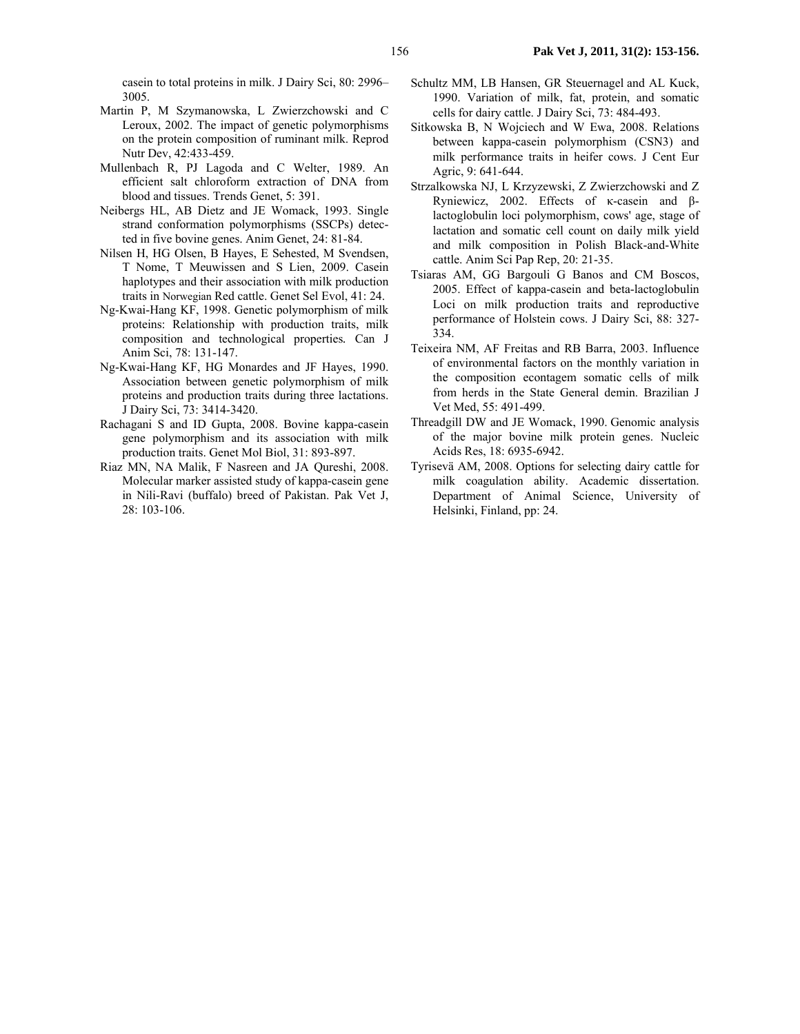casein to total proteins in milk. J Dairy Sci, 80: 2996–3005.

Martin P, M Szymanowska, L Zwierzchowski and C Leroux, 2002. The impact of genetic polymorphisms on the protein composition of ruminant milk. Reprod Nutr Dev, 42:433-459.

Mullenbach R, PJ Lagoda and C Welter, 1989. An efficient salt chloroform extraction of DNA from blood and tissues. Trends Genet, 5: 391.

Neibergs HL, AB Dietz and JE Womack, 1993. Single strand conformation polymorphisms (SSCPs) detected in five bovine genes. Anim Genet, 24: 81-84.

Nilsen H, HG Olsen, B Hayes, E Sehested, M Svendsen, T Nome, T Meuwissen and S Lien, 2009. Casein haplotypes and their association with milk production traits in Norwegian Red cattle. Genet Sel Evol, 41: 24.

Ng-Kwai-Hang KF, 1998. Genetic polymorphism of milk proteins: Relationship with production traits, milk composition and technological properties. Can J Anim Sci, 78: 131-147.

Ng-Kwai-Hang KF, HG Monardes and JF Hayes, 1990. Association between genetic polymorphism of milk proteins and production traits during three lactations. J Dairy Sci, 73: 3414-3420.

Rachagani S and ID Gupta, 2008. Bovine kappa-casein gene polymorphism and its association with milk production traits. Genet Mol Biol, 31: 893-897.

Riaz MN, NA Malik, F Nasreen and JA Qureshi, 2008. Molecular marker assisted study of kappa-casein gene in Nili-Ravi (buffalo) breed of Pakistan. Pak Vet J, 28: 103-106.

Schultz MM, LB Hansen, GR Steuernagel and AL Kuck, 1990. Variation of milk, fat, protein, and somatic cells for dairy cattle. J Dairy Sci, 73: 484-493.

Sitkowska B, N Wojciech and W Ewa, 2008. Relations between kappa-casein polymorphism (CSN3) and milk performance traits in heifer cows. J Cent Eur Agric, 9: 641-644.

Strzalkowska NJ, L Krzyzewski, Z Zwierzchowski and Z Ryniewicz, 2002. Effects of κ-casein and β-lactoglobulin loci polymorphism, cows' age, stage of lactation and somatic cell count on daily milk yield and milk composition in Polish Black-and-White cattle. Anim Sci Pap Rep, 20: 21-35.

Tsiaras AM, GG Bargouli G Banos and CM Boscos, 2005. Effect of kappa-casein and beta-lactoglobulin Loci on milk production traits and reproductive performance of Holstein cows. J Dairy Sci, 88: 327-334.

Teixeira NM, AF Freitas and RB Barra, 2003. Influence of environmental factors on the monthly variation in the composition econtagem somatic cells of milk from herds in the State General demin. Brazilian J Vet Med, 55: 491-499.

Threadgill DW and JE Womack, 1990. Genomic analysis of the major bovine milk protein genes. Nucleic Acids Res, 18: 6935-6942.

Tyrisevä AM, 2008. Options for selecting dairy cattle for milk coagulation ability. Academic dissertation. Department of Animal Science, University of Helsinki, Finland, pp: 24.